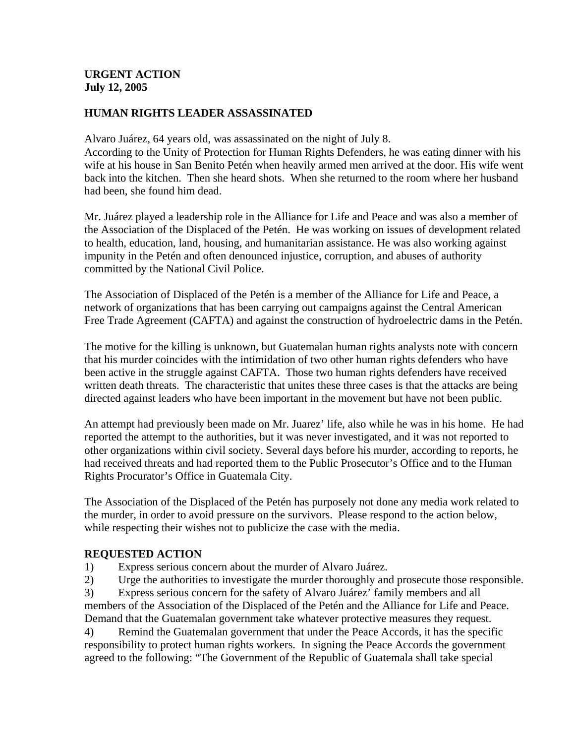**URGENT ACTION**
**July 12, 2005**

**HUMAN RIGHTS LEADER ASSASSINATED**

Alvaro Juárez, 64 years old, was assassinated on the night of July 8.
According to the Unity of Protection for Human Rights Defenders, he was eating dinner with his wife at his house in San Benito Petén when heavily armed men arrived at the door. His wife went back into the kitchen. Then she heard shots. When she returned to the room where her husband had been, she found him dead.

Mr. Juárez played a leadership role in the Alliance for Life and Peace and was also a member of the Association of the Displaced of the Petén. He was working on issues of development related to health, education, land, housing, and humanitarian assistance. He was also working against impunity in the Petén and often denounced injustice, corruption, and abuses of authority committed by the National Civil Police.

The Association of Displaced of the Petén is a member of the Alliance for Life and Peace, a network of organizations that has been carrying out campaigns against the Central American Free Trade Agreement (CAFTA) and against the construction of hydroelectric dams in the Petén.

The motive for the killing is unknown, but Guatemalan human rights analysts note with concern that his murder coincides with the intimidation of two other human rights defenders who have been active in the struggle against CAFTA. Those two human rights defenders have received written death threats. The characteristic that unites these three cases is that the attacks are being directed against leaders who have been important in the movement but have not been public.

An attempt had previously been made on Mr. Juarez' life, also while he was in his home. He had reported the attempt to the authorities, but it was never investigated, and it was not reported to other organizations within civil society. Several days before his murder, according to reports, he had received threats and had reported them to the Public Prosecutor's Office and to the Human Rights Procurator's Office in Guatemala City.

The Association of the Displaced of the Petén has purposely not done any media work related to the murder, in order to avoid pressure on the survivors. Please respond to the action below, while respecting their wishes not to publicize the case with the media.

**REQUESTED ACTION**

1) Express serious concern about the murder of Alvaro Juárez.
2) Urge the authorities to investigate the murder thoroughly and prosecute those responsible.
3) Express serious concern for the safety of Alvaro Juárez' family members and all members of the Association of the Displaced of the Petén and the Alliance for Life and Peace. Demand that the Guatemalan government take whatever protective measures they request.
4) Remind the Guatemalan government that under the Peace Accords, it has the specific responsibility to protect human rights workers. In signing the Peace Accords the government agreed to the following: "The Government of the Republic of Guatemala shall take special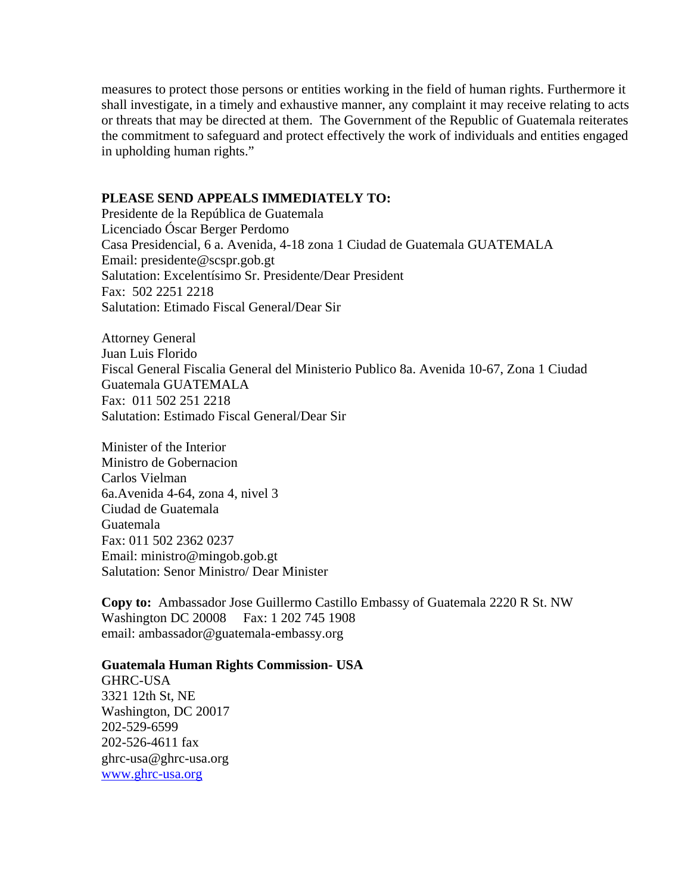measures to protect those persons or entities working in the field of human rights. Furthermore it shall investigate, in a timely and exhaustive manner, any complaint it may receive relating to acts or threats that may be directed at them. The Government of the Republic of Guatemala reiterates the commitment to safeguard and protect effectively the work of individuals and entities engaged in upholding human rights."

**PLEASE SEND APPEALS IMMEDIATELY TO:**

Presidente de la República de Guatemala
Licenciado Óscar Berger Perdomo
Casa Presidencial, 6 a. Avenida, 4-18 zona 1 Ciudad de Guatemala GUATEMALA
Email: presidente@scspr.gob.gt
Salutation: Excelentísimo Sr. Presidente/Dear President
Fax: 502 2251 2218
Salutation: Etimado Fiscal General/Dear Sir

Attorney General
Juan Luis Florido
Fiscal General Fiscalia General del Ministerio Publico 8a. Avenida 10-67, Zona 1 Ciudad Guatemala GUATEMALA
Fax: 011 502 251 2218
Salutation: Estimado Fiscal General/Dear Sir

Minister of the Interior
Ministro de Gobernacion
Carlos Vielman
6a.Avenida 4-64, zona 4, nivel 3
Ciudad de Guatemala
Guatemala
Fax: 011 502 2362 0237
Email: ministro@mingob.gob.gt
Salutation: Senor Ministro/ Dear Minister

**Copy to:** Ambassador Jose Guillermo Castillo Embassy of Guatemala 2220 R St. NW Washington DC 20008 Fax: 1 202 745 1908
email: ambassador@guatemala-embassy.org

**Guatemala Human Rights Commission- USA**
GHRC-USA
3321 12th St, NE
Washington, DC 20017
202-529-6599
202-526-4611 fax
ghrc-usa@ghrc-usa.org
www.ghrc-usa.org